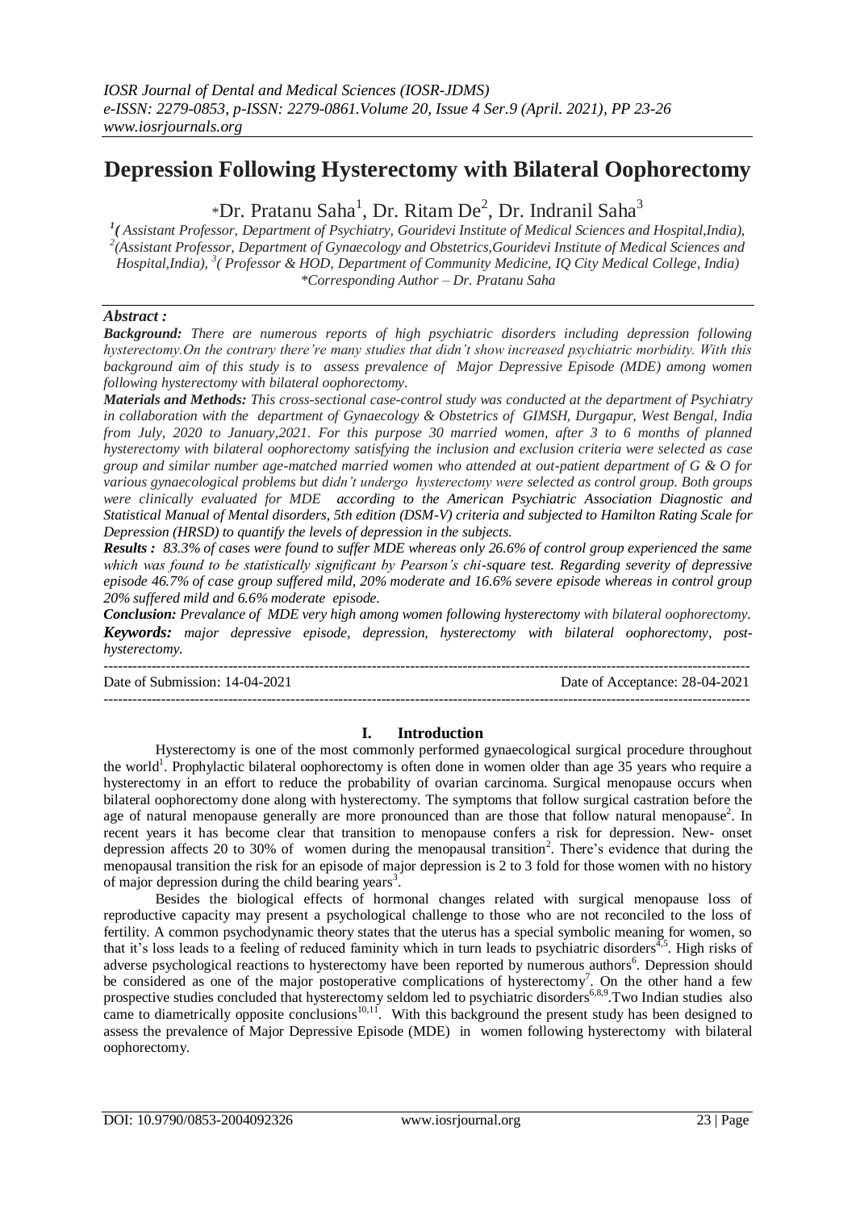# Depression Following Hysterectomy with Bilateral Oophorectomy

*Dr. Pratanu Saha[1], Dr. Ritam De[2], Dr. Indranil Saha[3]

[1]( Assistant Professor, Department of Psychiatry, Gouridevi Institute of Medical Sciences and Hospital,India), [2](Assistant Professor, Department of Gynaecology and Obstetrics,Gouridevi Institute of Medical Sciences and Hospital,India), [3]( Professor & HOD, Department of Community Medicine, IQ City Medical College, India)
*Corresponding Author – Dr. Pratanu Saha

***Abstract :***

***Background:*** *There are numerous reports of high psychiatric disorders including depression following hysterectomy.On the contrary there're many studies that didn't show increased psychiatric morbidity. With this background aim of this study is to assess prevalence of Major Depressive Episode (MDE) among women following hysterectomy with bilateral oophorectomy.*

***Materials and Methods:*** *This cross-sectional case-control study was conducted at the department of Psychiatry in collaboration with the department of Gynaecology & Obstetrics of GIMSH, Durgapur, West Bengal, India from July, 2020 to January,2021. For this purpose 30 married women, after 3 to 6 months of planned hysterectomy with bilateral oophorectomy satisfying the inclusion and exclusion criteria were selected as case group and similar number age-matched married women who attended at out-patient department of G & O for various gynaecological problems but didn't undergo hysterectomy were selected as control group. Both groups were clinically evaluated for MDE according to the American Psychiatric Association Diagnostic and Statistical Manual of Mental disorders, 5th edition (DSM-V) criteria and subjected to Hamilton Rating Scale for Depression (HRSD) to quantify the levels of depression in the subjects.*

***Results :*** *83.3% of cases were found to suffer MDE whereas only 26.6% of control group experienced the same which was found to be statistically significant by Pearson's chi-square test. Regarding severity of depressive episode 46.7% of case group suffered mild, 20% moderate and 16.6% severe episode whereas in control group 20% suffered mild and 6.6% moderate episode.*

***Conclusion:*** *Prevalance of MDE very high among women following hysterectomy with bilateral oophorectomy.*

***Keywords:*** *major depressive episode, depression, hysterectomy with bilateral oophorectomy, post-hysterectomy.*

---

Date of Submission: 14-04-2021 Date of Acceptance: 28-04-2021

---

## I. Introduction

Hysterectomy is one of the most commonly performed gynaecological surgical procedure throughout the world[1]. Prophylactic bilateral oophorectomy is often done in women older than age 35 years who require a hysterectomy in an effort to reduce the probability of ovarian carcinoma. Surgical menopause occurs when bilateral oophorectomy done along with hysterectomy. The symptoms that follow surgical castration before the age of natural menopause generally are more pronounced than are those that follow natural menopause[2]. In recent years it has become clear that transition to menopause confers a risk for depression. New- onset depression affects 20 to 30% of women during the menopausal transition[2]. There's evidence that during the menopausal transition the risk for an episode of major depression is 2 to 3 fold for those women with no history of major depression during the child bearing years[3].

Besides the biological effects of hormonal changes related with surgical menopause loss of reproductive capacity may present a psychological challenge to those who are not reconciled to the loss of fertility. A common psychodynamic theory states that the uterus has a special symbolic meaning for women, so that it's loss leads to a feeling of reduced faminity which in turn leads to psychiatric disorders[4,5]. High risks of adverse psychological reactions to hysterectomy have been reported by numerous authors[6]. Depression should be considered as one of the major postoperative complications of hysterectomy[7]. On the other hand a few prospective studies concluded that hysterectomy seldom led to psychiatric disorders[6,8,9].Two Indian studies also came to diametrically opposite conclusions[10,11]. With this background the present study has been designed to assess the prevalence of Major Depressive Episode (MDE) in women following hysterectomy with bilateral oophorectomy.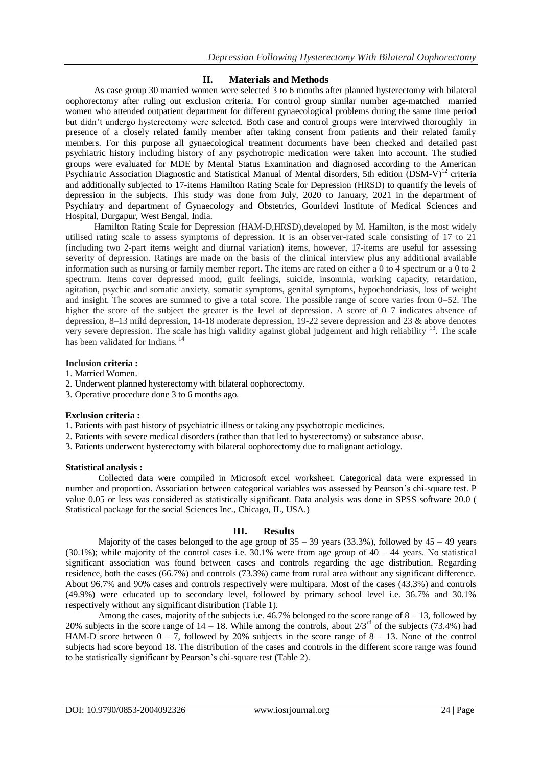## II. Materials and Methods

As case group 30 married women were selected 3 to 6 months after planned hysterectomy with bilateral oophorectomy after ruling out exclusion criteria. For control group similar number age-matched married women who attended outpatient department for different gynaecological problems during the same time period but didn't undergo hysterectomy were selected. Both case and control groups were interviwed thoroughly in presence of a closely related family member after taking consent from patients and their related family members. For this purpose all gynaecological treatment documents have been checked and detailed past psychiatric history including history of any psychotropic medication were taken into account. The studied groups were evaluated for MDE by Mental Status Examination and diagnosed according to the American Psychiatric Association Diagnostic and Statistical Manual of Mental disorders, 5th edition (DSM-V)[12] criteria and additionally subjected to 17-items Hamilton Rating Scale for Depression (HRSD) to quantify the levels of depression in the subjects. This study was done from July, 2020 to January, 2021 in the department of Psychiatry and department of Gynaecology and Obstetrics, Gouridevi Institute of Medical Sciences and Hospital, Durgapur, West Bengal, India.

Hamilton Rating Scale for Depression (HAM-D,HRSD),developed by M. Hamilton, is the most widely utilised rating scale to assess symptoms of depression. It is an observer-rated scale consisting of 17 to 21 (including two 2-part items weight and diurnal variation) items, however, 17-items are useful for assessing severity of depression. Ratings are made on the basis of the clinical interview plus any additional available information such as nursing or family member report. The items are rated on either a 0 to 4 spectrum or a 0 to 2 spectrum. Items cover depressed mood, guilt feelings, suicide, insomnia, working capacity, retardation, agitation, psychic and somatic anxiety, somatic symptoms, genital symptoms, hypochondriasis, loss of weight and insight. The scores are summed to give a total score. The possible range of score varies from 0–52. The higher the score of the subject the greater is the level of depression. A score of 0–7 indicates absence of depression, 8–13 mild depression, 14-18 moderate depression, 19-22 severe depression and 23 & above denotes very severe depression. The scale has high validity against global judgement and high reliability [13]. The scale has been validated for Indians. [14]

**Inclusion criteria :**

1. Married Women.
2. Underwent planned hysterectomy with bilateral oophorectomy.
3. Operative procedure done 3 to 6 months ago.

**Exclusion criteria :**

1. Patients with past history of psychiatric illness or taking any psychotropic medicines.
2. Patients with severe medical disorders (rather than that led to hysterectomy) or substance abuse.
3. Patients underwent hysterectomy with bilateral oophorectomy due to malignant aetiology.

**Statistical analysis :**

Collected data were compiled in Microsoft excel worksheet. Categorical data were expressed in number and proportion. Association between categorical variables was assessed by Pearson's chi-square test. P value 0.05 or less was considered as statistically significant. Data analysis was done in SPSS software 20.0 ( Statistical package for the social Sciences Inc., Chicago, IL, USA.)

## III. Results

Majority of the cases belonged to the age group of 35 – 39 years (33.3%), followed by 45 – 49 years (30.1%); while majority of the control cases i.e. 30.1% were from age group of 40 – 44 years. No statistical significant association was found between cases and controls regarding the age distribution. Regarding residence, both the cases (66.7%) and controls (73.3%) came from rural area without any significant difference. About 96.7% and 90% cases and controls respectively were multipara. Most of the cases (43.3%) and controls (49.9%) were educated up to secondary level, followed by primary school level i.e. 36.7% and 30.1% respectively without any significant distribution (Table 1).

Among the cases, majority of the subjects i.e. 46.7% belonged to the score range of 8 – 13, followed by 20% subjects in the score range of 14 – 18. While among the controls, about 2/3rd of the subjects (73.4%) had HAM-D score between 0 – 7, followed by 20% subjects in the score range of 8 – 13. None of the control subjects had score beyond 18. The distribution of the cases and controls in the different score range was found to be statistically significant by Pearson's chi-square test (Table 2).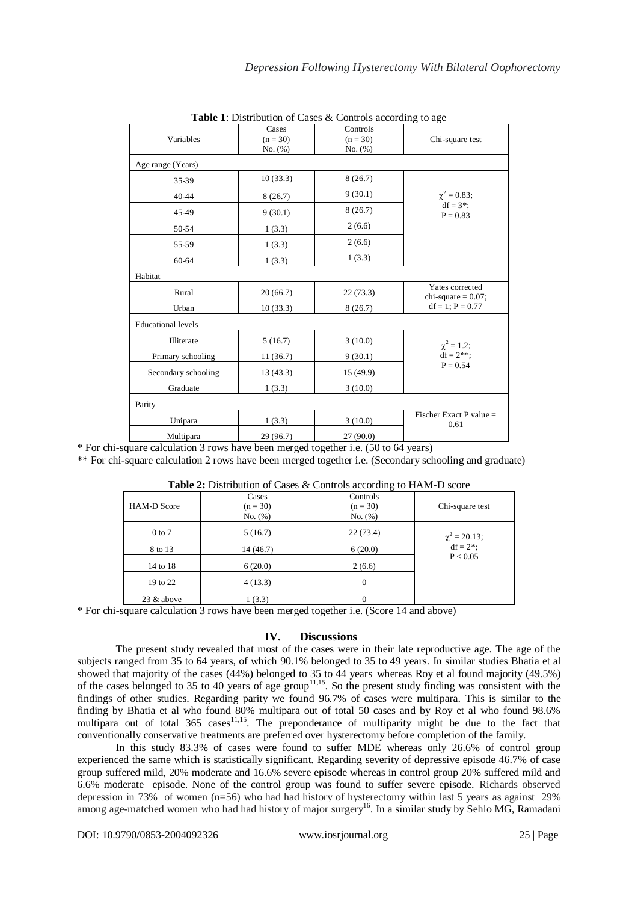**Table 1**: Distribution of Cases & Controls according to age

| Variables | Cases (n = 30) No. (%) | Controls (n = 30) No. (%) | Chi-square test |
|---|---|---|---|
| Age range (Years) | | | |
| 35-39 | 10 (33.3) | 8 (26.7) | $\chi^2 = 0.83$; df = 3*; P = 0.83 |
| 40-44 | 8 (26.7) | 9 (30.1) | |
| 45-49 | 9 (30.1) | 8 (26.7) | |
| 50-54 | 1 (3.3) | 2 (6.6) | |
| 55-59 | 1 (3.3) | 2 (6.6) | |
| 60-64 | 1 (3.3) | 1 (3.3) | |
| Habitat | | | |
| Rural | 20 (66.7) | 22 (73.3) | Yates corrected chi-square = 0.07; df = 1; P = 0.77 |
| Urban | 10 (33.3) | 8 (26.7) | |
| Educational levels | | | |
| Illiterate | 5 (16.7) | 3 (10.0) | $\chi^2 = 1.2$; df = 2**; P = 0.54 |
| Primary schooling | 11 (36.7) | 9 (30.1) | |
| Secondary schooling | 13 (43.3) | 15 (49.9) | |
| Graduate | 1 (3.3) | 3 (10.0) | |
| Parity | | | |
| Unipara | 1 (3.3) | 3 (10.0) | Fischer Exact P value = 0.61 |
| Multipara | 29 (96.7) | 27 (90.0) | |

\* For chi-square calculation 3 rows have been merged together i.e. (50 to 64 years)

\** For chi-square calculation 2 rows have been merged together i.e. (Secondary schooling and graduate)

**Table 2:** Distribution of Cases & Controls according to HAM-D score

| HAM-D Score | Cases (n = 30) No. (%) | Controls (n = 30) No. (%) | Chi-square test |
|---|---|---|---|
| 0 to 7 | 5 (16.7) | 22 (73.4) | $\chi^2 = 20.13$; df = 2*; $P < 0.05$ |
| 8 to 13 | 14 (46.7) | 6 (20.0) | |
| 14 to 18 | 6 (20.0) | 2 (6.6) | |
| 19 to 22 | 4 (13.3) | 0 | |
| 23 & above | 1 (3.3) | 0 | |

\* For chi-square calculation 3 rows have been merged together i.e. (Score 14 and above)

## IV. Discussions

The present study revealed that most of the cases were in their late reproductive age. The age of the subjects ranged from 35 to 64 years, of which 90.1% belonged to 35 to 49 years. In similar studies Bhatia et al showed that majority of the cases (44%) belonged to 35 to 44 years whereas Roy et al found majority (49.5%) of the cases belonged to 35 to 40 years of age group[11,15]. So the present study finding was consistent with the findings of other studies. Regarding parity we found 96.7% of cases were multipara. This is similar to the finding by Bhatia et al who found 80% multipara out of total 50 cases and by Roy et al who found 98.6% multipara out of total 365 cases[11,15]. The preponderance of multiparity might be due to the fact that conventionally conservative treatments are preferred over hysterectomy before completion of the family.

In this study 83.3% of cases were found to suffer MDE whereas only 26.6% of control group experienced the same which is statistically significant. Regarding severity of depressive episode 46.7% of case group suffered mild, 20% moderate and 16.6% severe episode whereas in control group 20% suffered mild and 6.6% moderate episode. None of the control group was found to suffer severe episode. Richards observed depression in 73% of women (n=56) who had had history of hysterectomy within last 5 years as against 29% among age-matched women who had had history of major surgery[16]. In a similar study by Sehlo MG, Ramadani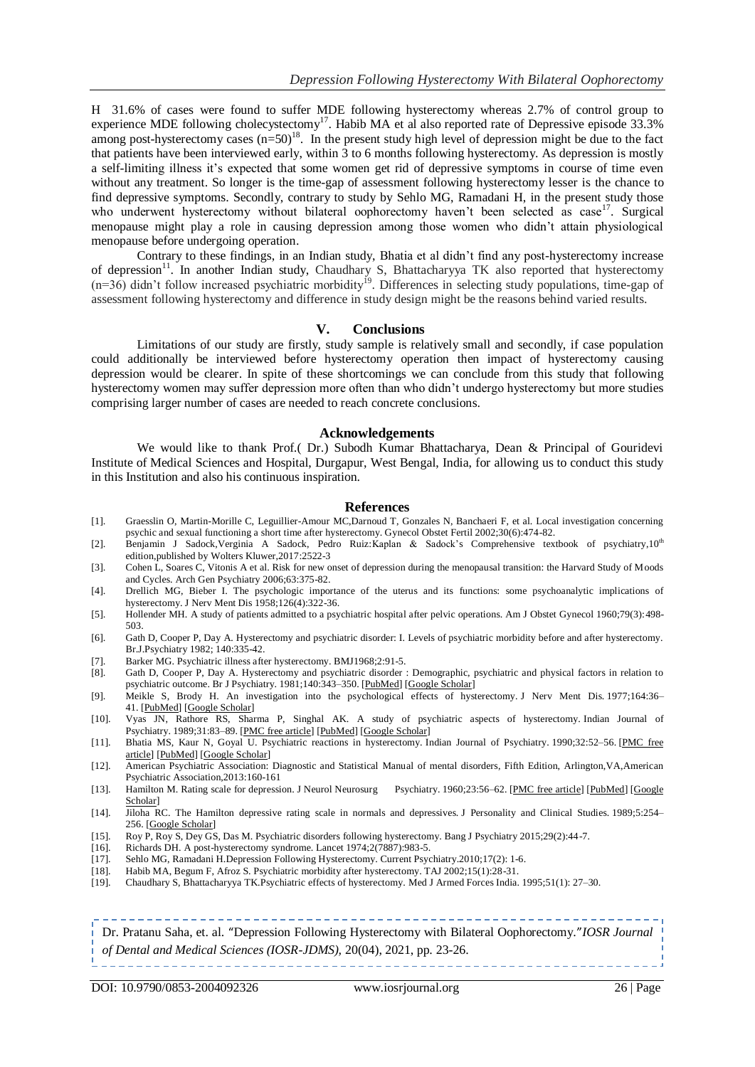H 31.6% of cases were found to suffer MDE following hysterectomy whereas 2.7% of control group to experience MDE following cholecystectomy[17]. Habib MA et al also reported rate of Depressive episode 33.3% among post-hysterectomy cases (n=50)[18]. In the present study high level of depression might be due to the fact that patients have been interviewed early, within 3 to 6 months following hysterectomy. As depression is mostly a self-limiting illness it's expected that some women get rid of depressive symptoms in course of time even without any treatment. So longer is the time-gap of assessment following hysterectomy lesser is the chance to find depressive symptoms. Secondly, contrary to study by Sehlo MG, Ramadani H, in the present study those who underwent hysterectomy without bilateral oophorectomy haven't been selected as case[17]. Surgical menopause might play a role in causing depression among those women who didn't attain physiological menopause before undergoing operation.

Contrary to these findings, in an Indian study, Bhatia et al didn't find any post-hysterectomy increase of depression[11]. In another Indian study, Chaudhary S, Bhattacharyya TK also reported that hysterectomy (n=36) didn't follow increased psychiatric morbidity[19]. Differences in selecting study populations, time-gap of assessment following hysterectomy and difference in study design might be the reasons behind varied results.

## V. Conclusions

Limitations of our study are firstly, study sample is relatively small and secondly, if case population could additionally be interviewed before hysterectomy operation then impact of hysterectomy causing depression would be clearer. In spite of these shortcomings we can conclude from this study that following hysterectomy women may suffer depression more often than who didn't undergo hysterectomy but more studies comprising larger number of cases are needed to reach concrete conclusions.

## Acknowledgements

We would like to thank Prof.( Dr.) Subodh Kumar Bhattacharya, Dean & Principal of Gouridevi Institute of Medical Sciences and Hospital, Durgapur, West Bengal, India, for allowing us to conduct this study in this Institution and also his continuous inspiration.

## References

[1]. Graesslin O, Martin-Morille C, Leguillier-Amour MC,Darnoud T, Gonzales N, Banchaeri F, et al. Local investigation concerning psychic and sexual functioning a short time after hysterectomy. Gynecol Obstet Fertil 2002;30(6):474-82.

[2]. Benjamin J Sadock,Verginia A Sadock, Pedro Ruiz:Kaplan & Sadock's Comprehensive textbook of psychiatry,10th edition,published by Wolters Kluwer,2017:2522-3

[3]. Cohen L, Soares C, Vitonis A et al. Risk for new onset of depression during the menopausal transition: the Harvard Study of Moods and Cycles. Arch Gen Psychiatry 2006;63:375-82.

[4]. Drellich MG, Bieber I. The psychologic importance of the uterus and its functions: some psychoanalytic implications of hysterectomy. J Nerv Ment Dis 1958;126(4):322-36.

[5]. Hollender MH. A study of patients admitted to a psychiatric hospital after pelvic operations. Am J Obstet Gynecol 1960;79(3):498-503.

[6]. Gath D, Cooper P, Day A. Hysterectomy and psychiatric disorder: I. Levels of psychiatric morbidity before and after hysterectomy. Br.J.Psychiatry 1982; 140:335-42.

[7]. Barker MG. Psychiatric illness after hysterectomy. BMJ1968;2:91-5.

[8]. Gath D, Cooper P, Day A. Hysterectomy and psychiatric disorder : Demographic, psychiatric and physical factors in relation to psychiatric outcome. Br J Psychiatry. 1981;140:343–350. [PubMed] [Google Scholar]

[9]. Meikle S, Brody H. An investigation into the psychological effects of hysterectomy. J Nerv Ment Dis. 1977;164:36–41. [PubMed] [Google Scholar]

[10]. Vyas JN, Rathore RS, Sharma P, Singhal AK. A study of psychiatric aspects of hysterectomy. Indian Journal of Psychiatry. 1989;31:83–89. [PMC free article] [PubMed] [Google Scholar]

[11]. Bhatia MS, Kaur N, Goyal U. Psychiatric reactions in hysterectomy. Indian Journal of Psychiatry. 1990;32:52–56. [PMC free article] [PubMed] [Google Scholar]

[12]. American Psychiatric Association: Diagnostic and Statistical Manual of mental disorders, Fifth Edition, Arlington,VA,American Psychiatric Association,2013:160-161

[13]. Hamilton M. Rating scale for depression. J Neurol Neurosurg Psychiatry. 1960;23:56–62. [PMC free article] [PubMed] [Google Scholar]

[14]. Jiloha RC. The Hamilton depressive rating scale in normals and depressives. J Personality and Clinical Studies. 1989;5:254–256. [Google Scholar]

[15]. Roy P, Roy S, Dey GS, Das M. Psychiatric disorders following hysterectomy. Bang J Psychiatry 2015;29(2):44-7.

[16]. Richards DH. A post-hysterectomy syndrome. Lancet 1974;2(7887):983-5.

[17]. Sehlo MG, Ramadani H.Depression Following Hysterectomy. Current Psychiatry.2010;17(2): 1-6.

[18]. Habib MA, Begum F, Afroz S. Psychiatric morbidity after hysterectomy. TAJ 2002;15(1):28-31.

[19]. Chaudhary S, Bhattacharyya TK.Psychiatric effects of hysterectomy. Med J Armed Forces India. 1995;51(1): 27–30.

Dr. Pratanu Saha, et. al. "Depression Following Hysterectomy with Bilateral Oophorectomy."*IOSR Journal of Dental and Medical Sciences (IOSR-JDMS),* 20(04), 2021, pp. 23-26.